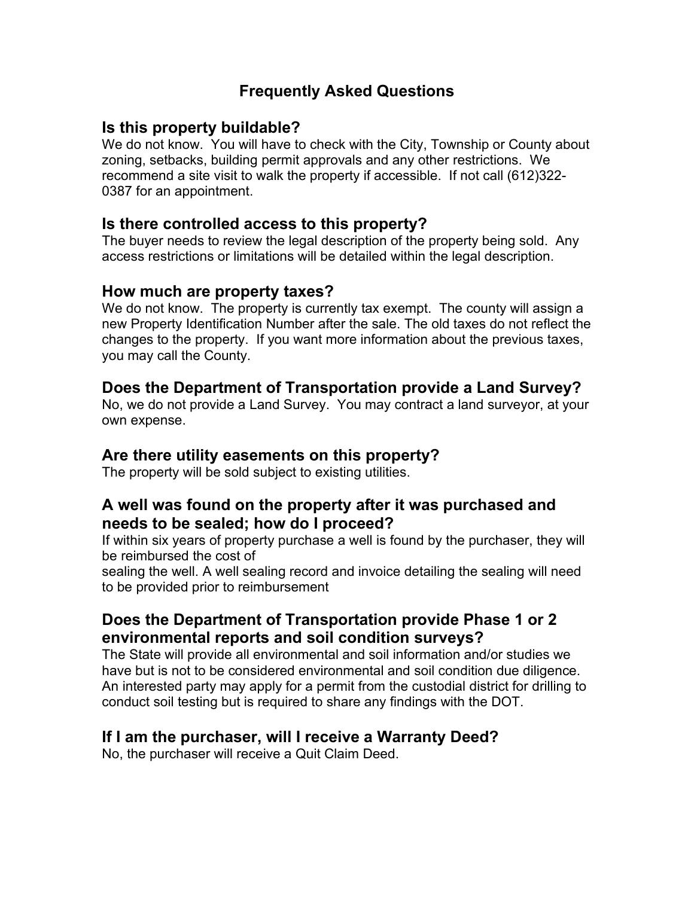# Frequently Asked Questions

## Is this property buildable?

We do not know. You will have to check with the City, Township or County about zoning, setbacks, building permit approvals and any other restrictions. We recommend a site visit to walk the property if accessible. If not call (612)322-0387 for an appointment.

## Is there controlled access to this property?

The buyer needs to review the legal description of the property being sold. Any access restrictions or limitations will be detailed within the legal description.

## How much are property taxes?

We do not know. The property is currently tax exempt. The county will assign a new Property Identification Number after the sale. The old taxes do not reflect the changes to the property. If you want more information about the previous taxes, you may call the County.

## Does the Department of Transportation provide a Land Survey?

No, we do not provide a Land Survey. You may contract a land surveyor, at your own expense.

## Are there utility easements on this property?

The property will be sold subject to existing utilities.

## A well was found on the property after it was purchased and needs to be sealed; how do I proceed?

If within six years of property purchase a well is found by the purchaser, they will be reimbursed the cost of
sealing the well. A well sealing record and invoice detailing the sealing will need to be provided prior to reimbursement

## Does the Department of Transportation provide Phase 1 or 2 environmental reports and soil condition surveys?

The State will provide all environmental and soil information and/or studies we have but is not to be considered environmental and soil condition due diligence. An interested party may apply for a permit from the custodial district for drilling to conduct soil testing but is required to share any findings with the DOT.

## If I am the purchaser, will I receive a Warranty Deed?

No, the purchaser will receive a Quit Claim Deed.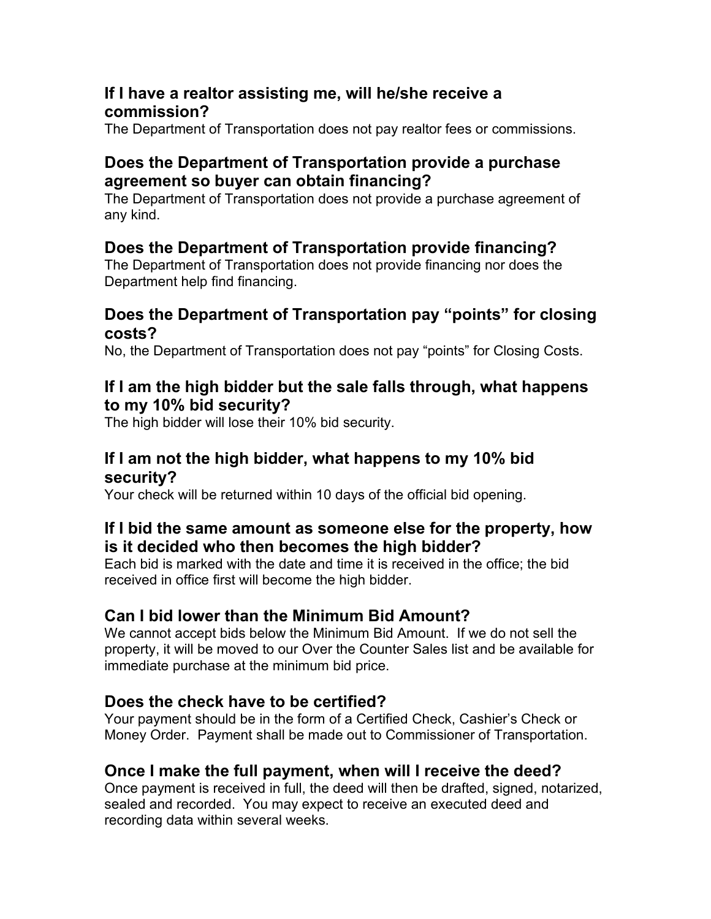### If I have a realtor assisting me, will he/she receive a commission?

The Department of Transportation does not pay realtor fees or commissions.

### Does the Department of Transportation provide a purchase agreement so buyer can obtain financing?

The Department of Transportation does not provide a purchase agreement of any kind.

### Does the Department of Transportation provide financing?

The Department of Transportation does not provide financing nor does the Department help find financing.

### Does the Department of Transportation pay "points" for closing costs?

No, the Department of Transportation does not pay "points" for Closing Costs.

### If I am the high bidder but the sale falls through, what happens to my 10% bid security?

The high bidder will lose their 10% bid security.

### If I am not the high bidder, what happens to my 10% bid security?

Your check will be returned within 10 days of the official bid opening.

### If I bid the same amount as someone else for the property, how is it decided who then becomes the high bidder?

Each bid is marked with the date and time it is received in the office; the bid received in office first will become the high bidder.

### Can I bid lower than the Minimum Bid Amount?

We cannot accept bids below the Minimum Bid Amount. If we do not sell the property, it will be moved to our Over the Counter Sales list and be available for immediate purchase at the minimum bid price.

### Does the check have to be certified?

Your payment should be in the form of a Certified Check, Cashier's Check or Money Order. Payment shall be made out to Commissioner of Transportation.

### Once I make the full payment, when will I receive the deed?

Once payment is received in full, the deed will then be drafted, signed, notarized, sealed and recorded. You may expect to receive an executed deed and recording data within several weeks.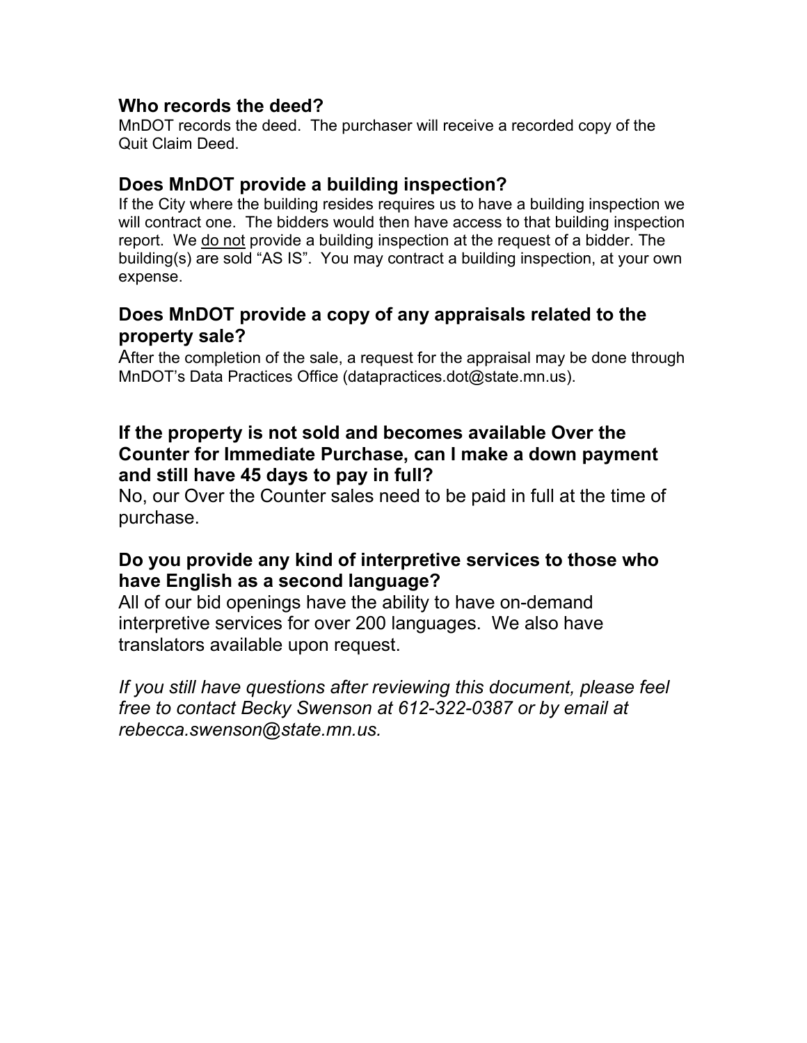### Who records the deed?

MnDOT records the deed. The purchaser will receive a recorded copy of the Quit Claim Deed.

### Does MnDOT provide a building inspection?

If the City where the building resides requires us to have a building inspection we will contract one. The bidders would then have access to that building inspection report. We do not provide a building inspection at the request of a bidder. The building(s) are sold “AS IS”. You may contract a building inspection, at your own expense.

### Does MnDOT provide a copy of any appraisals related to the property sale?

After the completion of the sale, a request for the appraisal may be done through MnDOT’s Data Practices Office (datapractices.dot@state.mn.us).

### If the property is not sold and becomes available Over the Counter for Immediate Purchase, can I make a down payment and still have 45 days to pay in full?

No, our Over the Counter sales need to be paid in full at the time of purchase.

### Do you provide any kind of interpretive services to those who have English as a second language?

All of our bid openings have the ability to have on-demand interpretive services for over 200 languages. We also have translators available upon request.

*If you still have questions after reviewing this document, please feel free to contact Becky Swenson at 612-322-0387 or by email at rebecca.swenson@state.mn.us.*